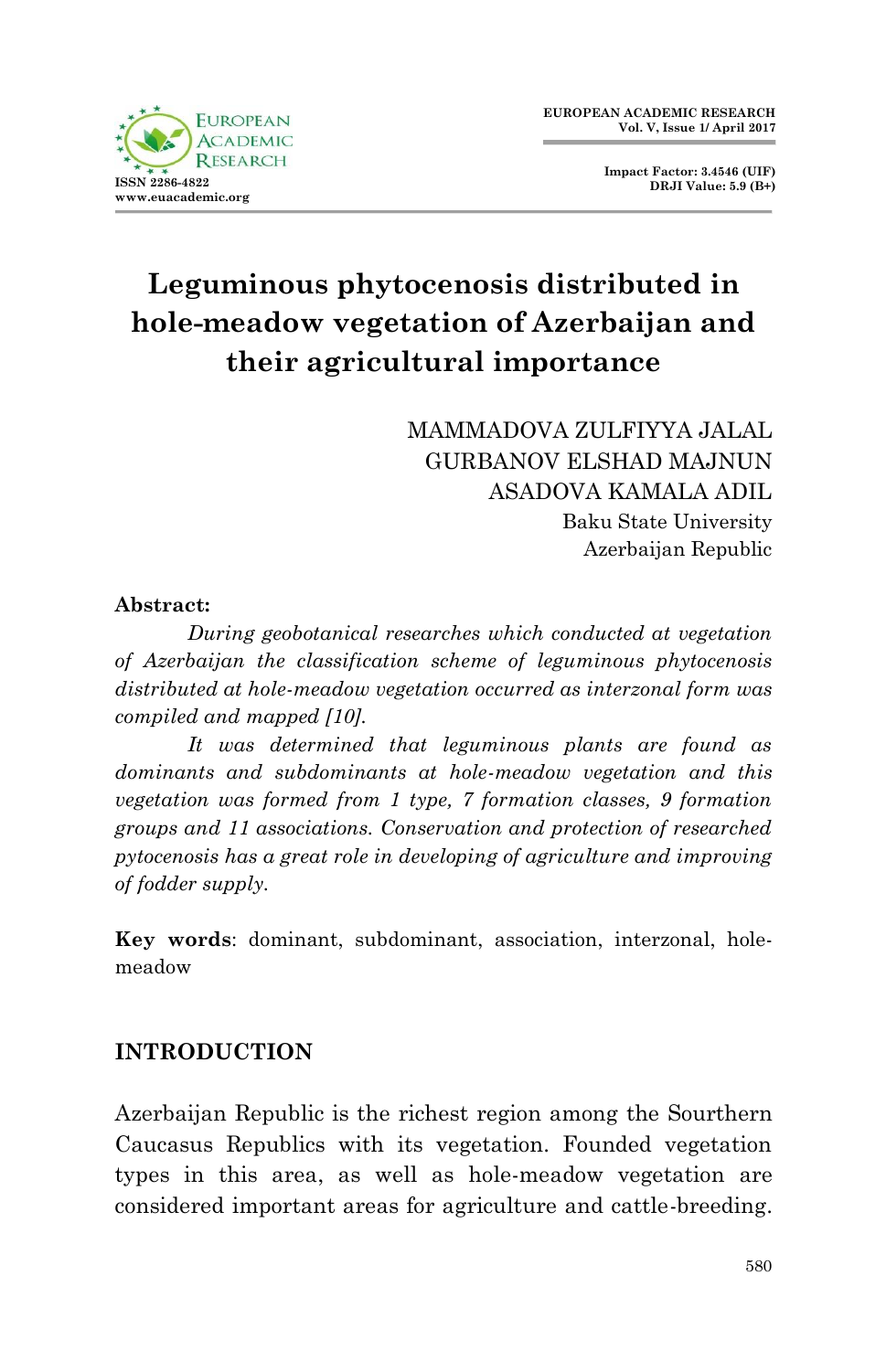# Leguminous phytocenosis distributed in hole-meadow vegetation of Azerbaijan and their agricultural importance

MAMMADOVA ZULFIYYA JALAL
GURBANOV ELSHAD MAJNUN
ASADOVA KAMALA ADIL
Baku State University
Azerbaijan Republic

**Abstract:**

*During geobotanical researches which conducted at vegetation of Azerbaijan the classification scheme of leguminous phytocenosis distributed at hole-meadow vegetation occurred as interzonal form was compiled and mapped [10].*

*It was determined that leguminous plants are found as dominants and subdominants at hole-meadow vegetation and this vegetation was formed from 1 type, 7 formation classes, 9 formation groups and 11 associations. Conservation and protection of researched pytocenosis has a great role in developing of agriculture and improving of fodder supply.*

**Key words**: dominant, subdominant, association, interzonal, hole-meadow

## INTRODUCTION

Azerbaijan Republic is the richest region among the Sourthern Caucasus Republics with its vegetation. Founded vegetation types in this area, as well as hole-meadow vegetation are considered important areas for agriculture and cattle-breeding.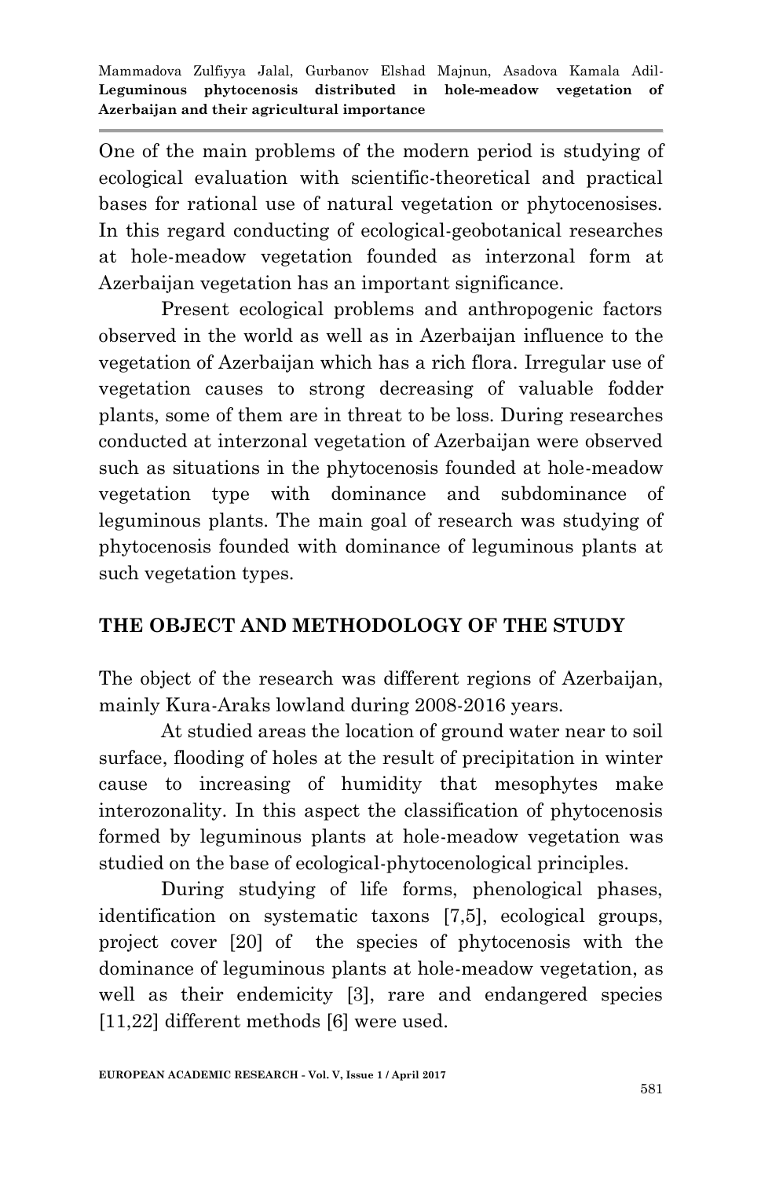One of the main problems of the modern period is studying of ecological evaluation with scientific-theoretical and practical bases for rational use of natural vegetation or phytocenosises. In this regard conducting of ecological-geobotanical researches at hole-meadow vegetation founded as interzonal form at Azerbaijan vegetation has an important significance.

Present ecological problems and anthropogenic factors observed in the world as well as in Azerbaijan influence to the vegetation of Azerbaijan which has a rich flora. Irregular use of vegetation causes to strong decreasing of valuable fodder plants, some of them are in threat to be loss. During researches conducted at interzonal vegetation of Azerbaijan were observed such as situations in the phytocenosis founded at hole-meadow vegetation type with dominance and subdominance of leguminous plants. The main goal of research was studying of phytocenosis founded with dominance of leguminous plants at such vegetation types.

## THE OBJECT AND METHODOLOGY OF THE STUDY

The object of the research was different regions of Azerbaijan, mainly Kura-Araks lowland during 2008-2016 years.

At studied areas the location of ground water near to soil surface, flooding of holes at the result of precipitation in winter cause to increasing of humidity that mesophytes make interozonality. In this aspect the classification of phytocenosis formed by leguminous plants at hole-meadow vegetation was studied on the base of ecological-phytocenological principles.

During studying of life forms, phenological phases, identification on systematic taxons [7,5], ecological groups, project cover [20] of the species of phytocenosis with the dominance of leguminous plants at hole-meadow vegetation, as well as their endemicity [3], rare and endangered species [11,22] different methods [6] were used.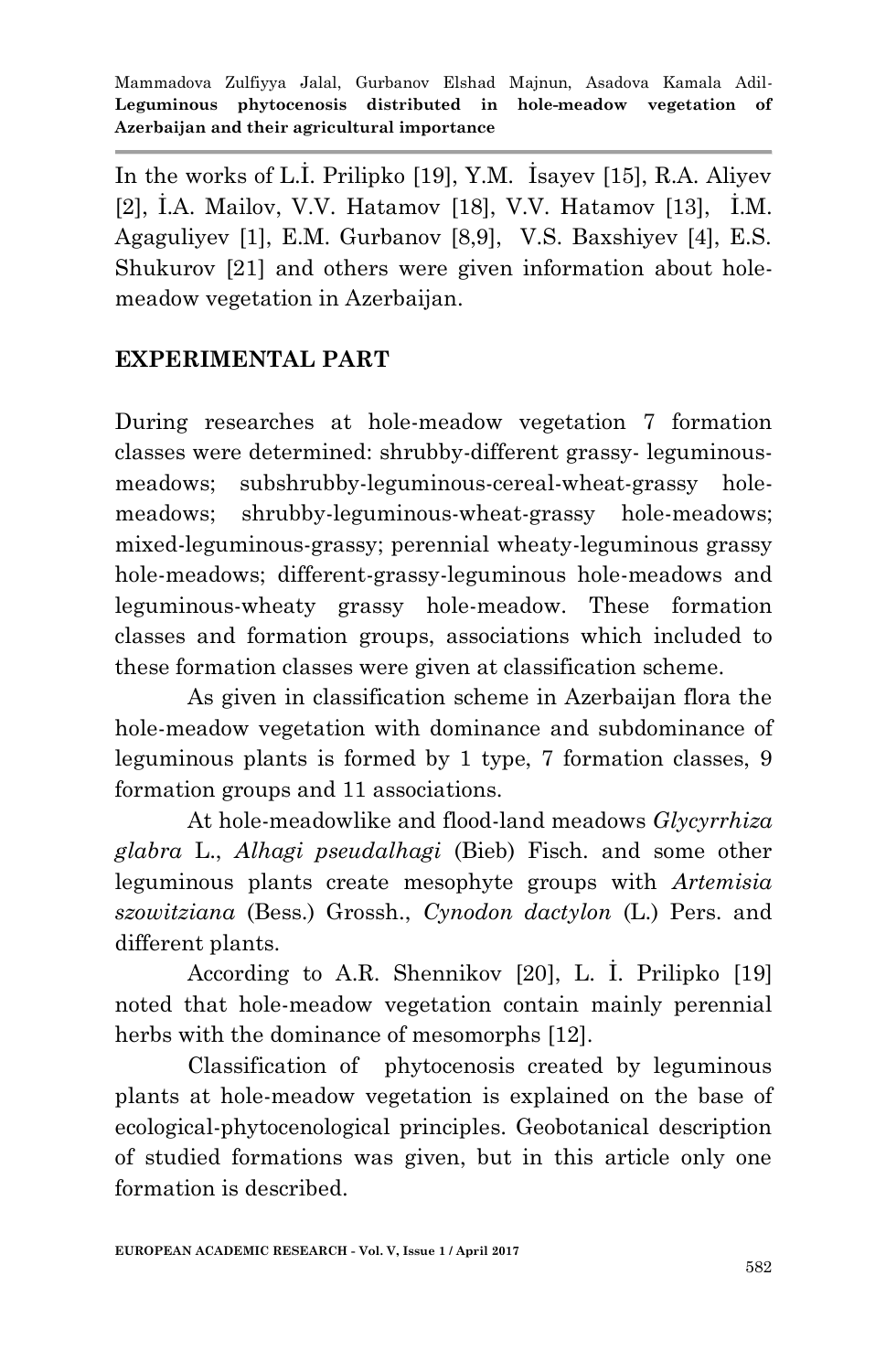In the works of L.İ. Prilipko [19], Y.M. İsayev [15], R.A. Aliyev [2], İ.A. Mailov, V.V. Hatamov [18], V.V. Hatamov [13], İ.M. Agaguliyev [1], E.M. Gurbanov [8,9], V.S. Baxshiyev [4], E.S. Shukurov [21] and others were given information about hole-meadow vegetation in Azerbaijan.

## EXPERIMENTAL PART

During researches at hole-meadow vegetation 7 formation classes were determined: shrubby-different grassy- leguminous-meadows; subshrubby-leguminous-cereal-wheat-grassy hole-meadows; shrubby-leguminous-wheat-grassy hole-meadows; mixed-leguminous-grassy; perennial wheaty-leguminous grassy hole-meadows; different-grassy-leguminous hole-meadows and leguminous-wheaty grassy hole-meadow. These formation classes and formation groups, associations which included to these formation classes were given at classification scheme.

As given in classification scheme in Azerbaijan flora the hole-meadow vegetation with dominance and subdominance of leguminous plants is formed by 1 type, 7 formation classes, 9 formation groups and 11 associations.

At hole-meadowlike and flood-land meadows *Glycyrrhiza glabra* L., *Alhagi pseudalhagi* (Bieb) Fisch. and some other leguminous plants create mesophyte groups with *Artemisia szowitziana* (Bess.) Grossh., *Cynodon dactylon* (L.) Pers. and different plants.

According to A.R. Shennikov [20], L. İ. Prilipko [19] noted that hole-meadow vegetation contain mainly perennial herbs with the dominance of mesomorphs [12].

Classification of phytocenosis created by leguminous plants at hole-meadow vegetation is explained on the base of ecological-phytocenological principles. Geobotanical description of studied formations was given, but in this article only one formation is described.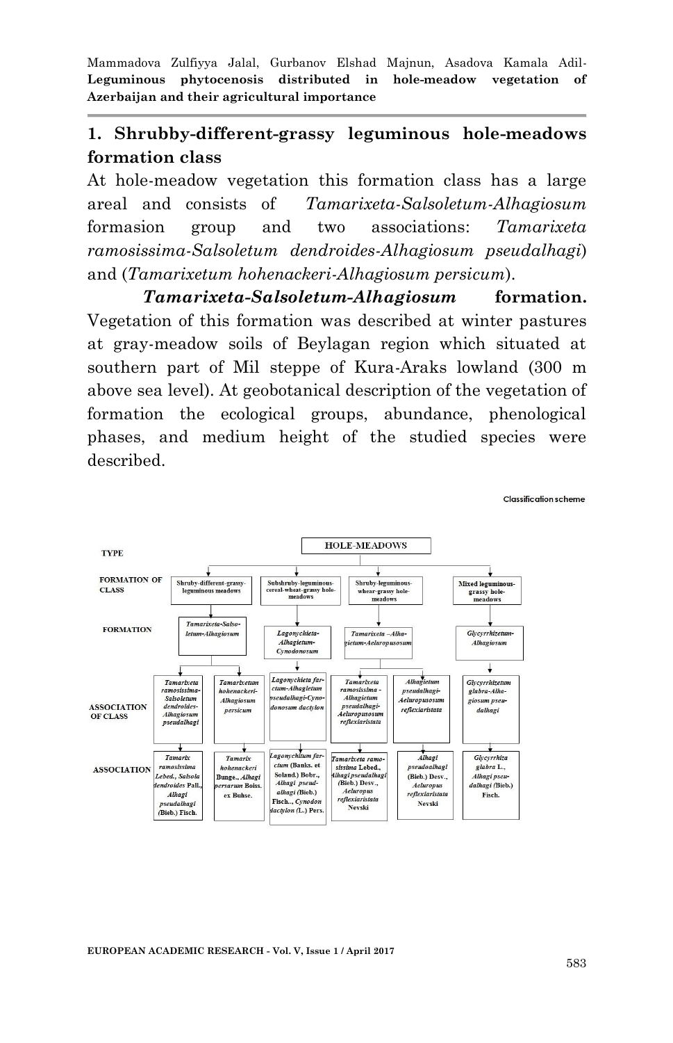## 1. Shrubby-different-grassy leguminous hole-meadows formation class

At hole-meadow vegetation this formation class has a large areal and consists of *Tamarixeta-Salsoletum-Alhagiosum* formasion group and two associations: *Tamarixeta ramosissima-Salsoletum dendroides-Alhagiosum pseudalhagi*) and (*Tamarixetum hohenackeri-Alhagiosum persicum*).

***Tamarixeta-Salsoletum-Alhagiosum*** **formation.** Vegetation of this formation was described at winter pastures at gray-meadow soils of Beylagan region which situated at southern part of Mil steppe of Kura-Araks lowland (300 m above sea level). At geobotanical description of the vegetation of formation the ecological groups, abundance, phenological phases, and medium height of the studied species were described.

Classification scheme

| TYPE | HOLE-MEADOWS | | | | | |
|---|---|---|---|---|---|---|
| FORMATION OF CLASS | Shruby-different-grassy-leguminous meadows | | Subshruby-leguminous-cereal-wheat-grassy hole-meadows | Shruby-leguminous-whear-grassy hole-meadows | | Mixed leguminous-grassy hole-meadows |
| FORMATION | *Tamarixeta-Salsoletum-Alhagiosum* | | *Lagonychieta-Alhagietum-Cynodonosum* | *Tamarixeta –Alhagietum-Aeluropusosum* | | *Glycyrrhizetum-Alhagiosum* |
| ASSOCIATION OF CLASS | *Tamarixeta ramosissima-Salsoletum dendroides-Alhagiosum pseudalhagi* | *Tamarixetum hohenackeri-Alhagiosum persicum* | *Lagonychieta farctum-Alhagietum pseudalhagi-Cynodonosum dactylon* | *Tamarixeta ramosissima -Alhagietum pseudalhagi-Aeluropusosum reflexiaristata* | *Alhagietum pseudalhagi-Aeluropusosum reflexiaristata* | *Glycyrrhizetum glabra-Alhagiosum pseudalhagi* |
| ASSOCIATION | *Tamarix ramosissima* Lebed., *Salsola dendroides* Pall., *Alhagi pseudalhagi* (Bieb.) Fisch. | *Tamarix hohenackeri* Bunge., *Alhagi persarum* Boiss. ex Buhse. | *Lagonychitum farctum* (Banks. et Soland.) Bobr., *Alhagi pseudalhagi* (Bieb.) Fisch.., *Cynodon dactylon* (L.) Pers. | *Tamarixeta ramosissima* Lebed., *Alhagi pseudalhagi* (Bieb.) Desv., *Aeluropus reflexiaristata* Nevski | *Alhagi pseudoalhagi* (Bieb.) Desv., *Aeluropus reflexiaristata* Nevski | *Glycyrrhiza glabra* L., *Alhagi pseudalhagi* (Bieb.) Fisch. |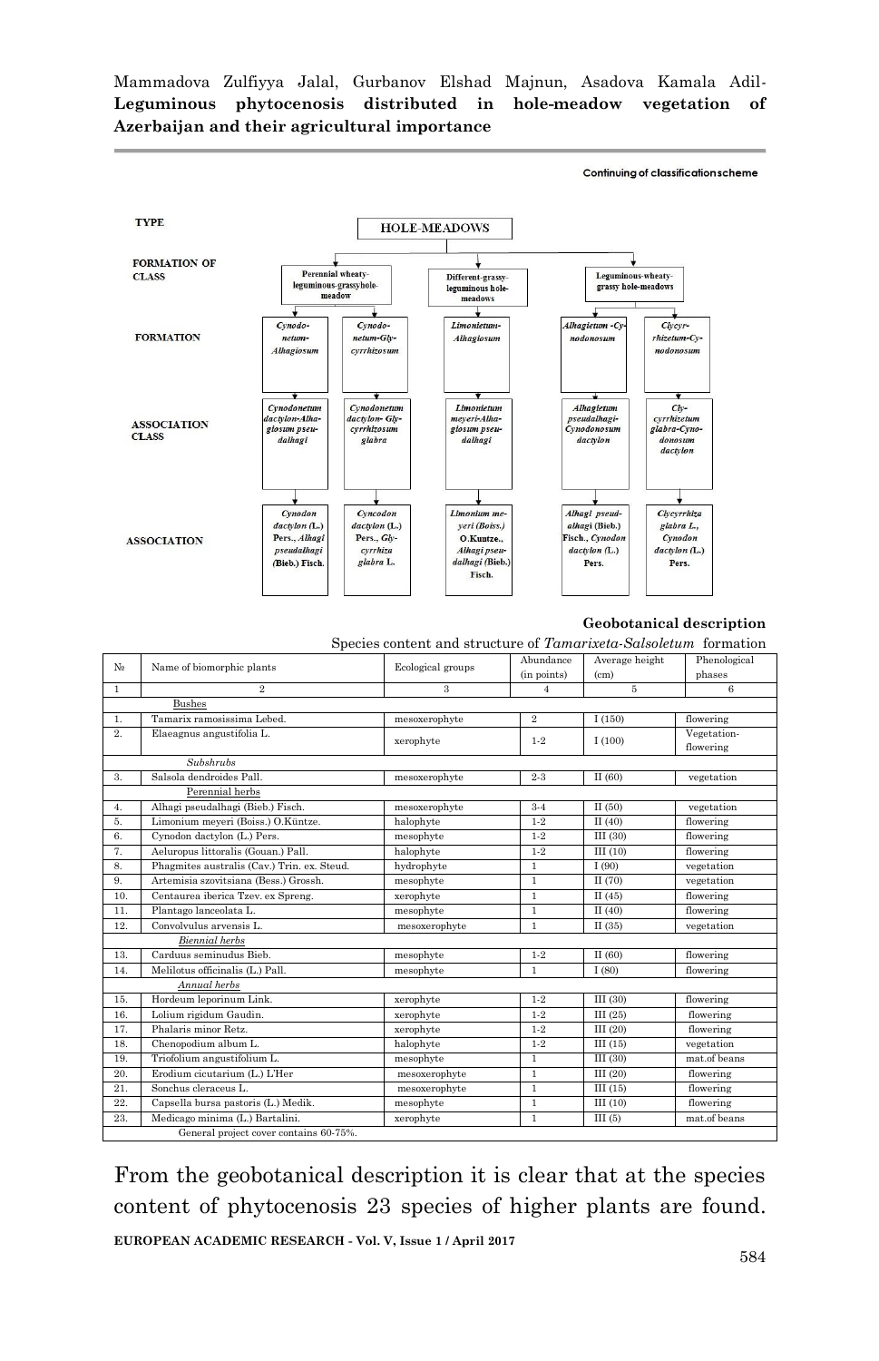Continuing of classification scheme

| TYPE | HOLE-MEADOWS | | | | |
|---|---|---|---|---|---|
| FORMATION OF CLASS | Perennial wheaty-leguminous-grassy hole-meadow | | Different-grassy-leguminous hole-meadows | Leguminous-wheaty-grassy hole-meadows | |
| FORMATION | *Cynodonetum-Alhagiosum* | *Cynodonetum-Glycyrrhizosum* | *Limonietum-Alhagiosum* | *Alhagietum-Cynodonosum* | *Glycyrrhizetum-Cynodonosum* |
| ASSOCIATION CLASS | *Cynodonetum dactylon-Alhagiosum pseudalhagi* | *Cynodonetum dactylon-Glycyrrhizosum glabra* | *Limonietum meyeri-Alhagiosum pseudalhagi* | *Alhagietum pseudalhagi-Cynodonosum dactylon* | *Glycyrrhizetum glabra-Cynodonosum dactylon* |
| ASSOCIATION | *Cynodon dactylon* (L.) Pers., *Alhagi pseudalhagi* (Bieb.) Fisch. | *Cyncodon dactylon* (L.) Pers., *Glycyrrhiza glabra* L. | *Limonium meyeri (Boiss.)* O.Kuntze., *Alhagi pseudalhagi* (Bieb.) Fisch. | *Alhagi pseudalhagi* (Bieb.) Fisch., *Cynodon dactylon* (L.) Pers. | *Clycyrrhiza glabra L., Cynodon dactylon* (L.) Pers. |

**Geobotanical description**

Species content and structure of *Tamarixeta-Salsoletum* formation

| № | Name of biomorphic plants | Ecological groups | Abundance (in points) | Average height (cm) | Phenological phases |
|---|---|---|---|---|---|
| 1 | 2 | 3 | 4 | 5 | 6 |
| | Bushes | | | | |
| 1. | Tamarix ramosissima Lebed. | mesoxerophyte | 2 | I (150) | flowering |
| 2. | Elaeagnus angustifolia L. | xerophyte | 1-2 | I (100) | Vegetation-flowering |
| | *Subshrubs* | | | | |
| 3. | Salsola dendroides Pall. | mesoxerophyte | 2-3 | II (60) | vegetation |
| | Perennial herbs | | | | |
| 4. | Alhagi pseudalhagi (Bieb.) Fisch. | mesoxerophyte | 3-4 | II (50) | vegetation |
| 5. | Limonium meyeri (Boiss.) O.Küntze. | halophyte | 1-2 | II (40) | flowering |
| 6. | Cynodon dactylon (L.) Pers. | mesophyte | 1-2 | III (30) | flowering |
| 7. | Aeluropus littoralis (Gouan.) Pall. | halophyte | 1-2 | III (10) | flowering |
| 8. | Phagmites australis (Cav.) Trin. ex. Steud. | hydrophyte | 1 | I (90) | vegetation |
| 9. | Artemisia szovitsiana (Bess.) Grossh. | mesophyte | 1 | II (70) | vegetation |
| 10. | Centaurea iberica Tzev. ex Spreng. | xerophyte | 1 | II (45) | flowering |
| 11. | Plantago lanceolata L. | mesophyte | 1 | II (40) | flowering |
| 12. | Convolvulus arvensis L. | mesoxerophyte | 1 | II (35) | vegetation |
| | *Biennial herbs* | | | | |
| 13. | Carduus seminudus Bieb. | mesophyte | 1-2 | II (60) | flowering |
| 14. | Melilotus officinalis (L.) Pall. | mesophyte | 1 | I (80) | flowering |
| | *Annual herbs* | | | | |
| 15. | Hordeum leporinum Link. | xerophyte | 1-2 | III (30) | flowering |
| 16. | Lolium rigidum Gaudin. | xerophyte | 1-2 | III (25) | flowering |
| 17. | Phalaris minor Retz. | xerophyte | 1-2 | III (20) | flowering |
| 18. | Chenopodium album L. | halophyte | 1-2 | III (15) | vegetation |
| 19. | Triofolium angustifolium L. | mesophyte | 1 | III (30) | mat.of beans |
| 20. | Erodium cicutarium (L.) L'Her | mesoxerophyte | 1 | III (20) | flowering |
| 21. | Sonchus cleraceus L. | mesoxerophyte | 1 | III (15) | flowering |
| 22. | Capsella bursa pastoris (L.) Medik. | mesophyte | 1 | III (10) | flowering |
| 23. | Medicago minima (L.) Bartalini. | xerophyte | 1 | III (5) | mat.of beans |
| | General project cover contains 60-75%. | | | | |

From the geobotanical description it is clear that at the species content of phytocenosis 23 species of higher plants are found.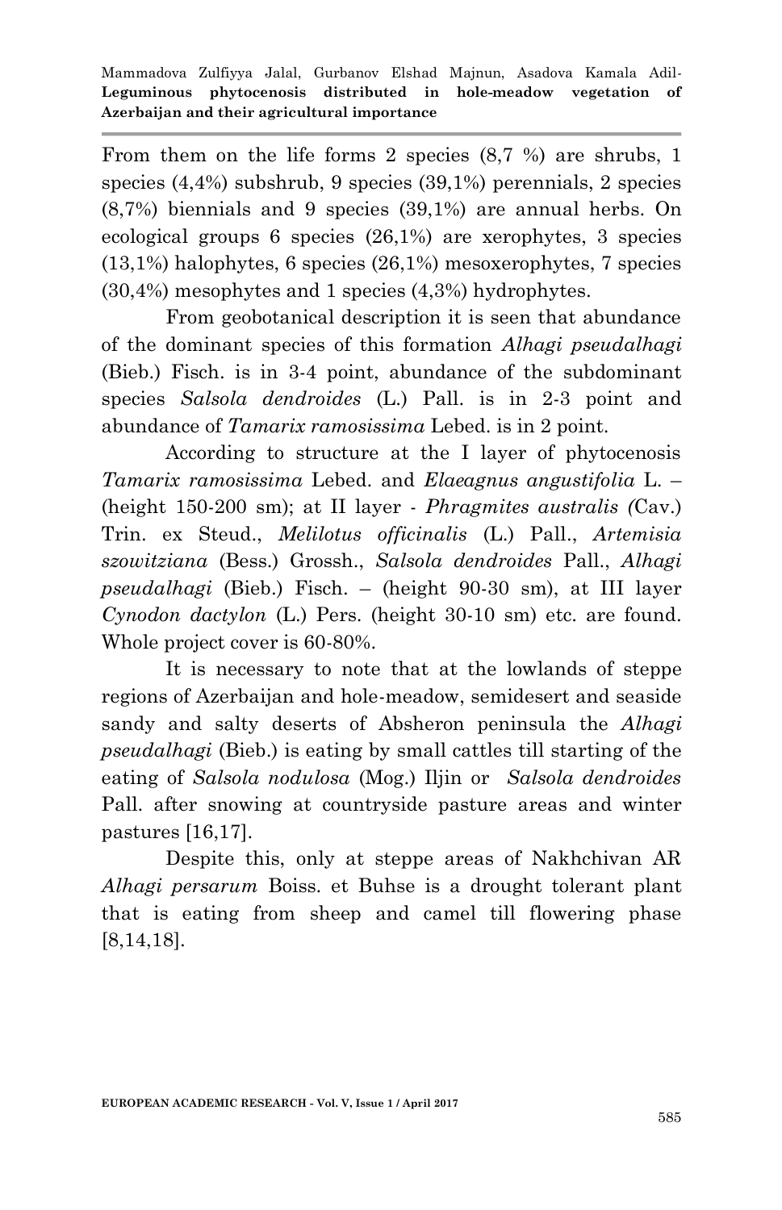From them on the life forms 2 species (8,7 %) are shrubs, 1 species (4,4%) subshrub, 9 species (39,1%) perennials, 2 species (8,7%) biennials and 9 species (39,1%) are annual herbs. On ecological groups 6 species (26,1%) are xerophytes, 3 species (13,1%) halophytes, 6 species (26,1%) mesoxerophytes, 7 species (30,4%) mesophytes and 1 species (4,3%) hydrophytes.

From geobotanical description it is seen that abundance of the dominant species of this formation *Alhagi pseudalhagi* (Bieb.) Fisch. is in 3-4 point, abundance of the subdominant species *Salsola dendroides* (L.) Pall. is in 2-3 point and abundance of *Tamarix ramosissima* Lebed. is in 2 point.

According to structure at the I layer of phytocenosis *Tamarix ramosissima* Lebed. and *Elaeagnus angustifolia* L. – (height 150-200 sm); at II layer - *Phragmites australis (*Cav.) Trin. ex Steud., *Melilotus officinalis* (L.) Pall., *Artemisia szowitziana* (Bess.) Grossh., *Salsola dendroides* Pall., *Alhagi pseudalhagi* (Bieb.) Fisch. – (height 90-30 sm), at III layer *Cynodon dactylon* (L.) Pers. (height 30-10 sm) etc. are found. Whole project cover is 60-80%.

It is necessary to note that at the lowlands of steppe regions of Azerbaijan and hole-meadow, semidesert and seaside sandy and salty deserts of Absheron peninsula the *Alhagi pseudalhagi* (Bieb.) is eating by small cattles till starting of the eating of *Salsola nodulosa* (Mog.) Iljin or *Salsola dendroides* Pall. after snowing at countryside pasture areas and winter pastures [16,17].

Despite this, only at steppe areas of Nakhchivan AR *Alhagi persarum* Boiss. et Buhse is a drought tolerant plant that is eating from sheep and camel till flowering phase [8,14,18].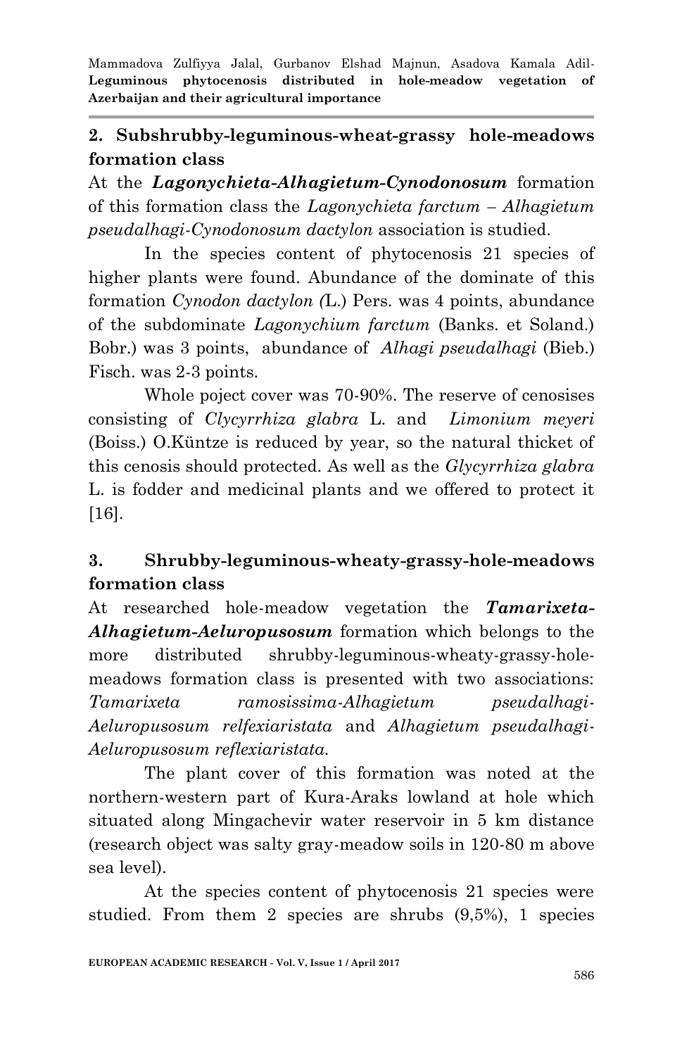## 2. Subshrubby-leguminous-wheat-grassy hole-meadows formation class

At the ***Lagonychieta-Alhagietum-Cynodonosum*** formation of this formation class the *Lagonychieta farctum – Alhagietum pseudalhagi-Cynodonosum dactylon* association is studied.

In the species content of phytocenosis 21 species of higher plants were found. Abundance of the dominate of this formation *Cynodon dactylon (*L.) Pers. was 4 points, abundance of the subdominate *Lagonychium farctum* (Banks. et Soland.) Bobr.) was 3 points, abundance of *Alhagi pseudalhagi* (Bieb.) Fisch. was 2-3 points.

Whole poject cover was 70-90%. The reserve of cenosises consisting of *Clycyrrhiza glabra* L. and *Limonium meyeri* (Boiss.) O.Küntze is reduced by year, so the natural thicket of this cenosis should protected. As well as the *Glycyrrhiza glabra* L. is fodder and medicinal plants and we offered to protect it [16].

## 3. Shrubby-leguminous-wheaty-grassy-hole-meadows formation class

At researched hole-meadow vegetation the ***Tamarixeta-Alhagietum-Aeluropusosum*** formation which belongs to the more distributed shrubby-leguminous-wheaty-grassy-hole-meadows formation class is presented with two associations: *Tamarixeta ramosissima-Alhagietum pseudalhagi-Aeluropusosum relfexiaristata* and *Alhagietum pseudalhagi-Aeluropusosum reflexiaristata.*

The plant cover of this formation was noted at the northern-western part of Kura-Araks lowland at hole which situated along Mingachevir water reservoir in 5 km distance (research object was salty gray-meadow soils in 120-80 m above sea level).

At the species content of phytocenosis 21 species were studied. From them 2 species are shrubs (9,5%), 1 species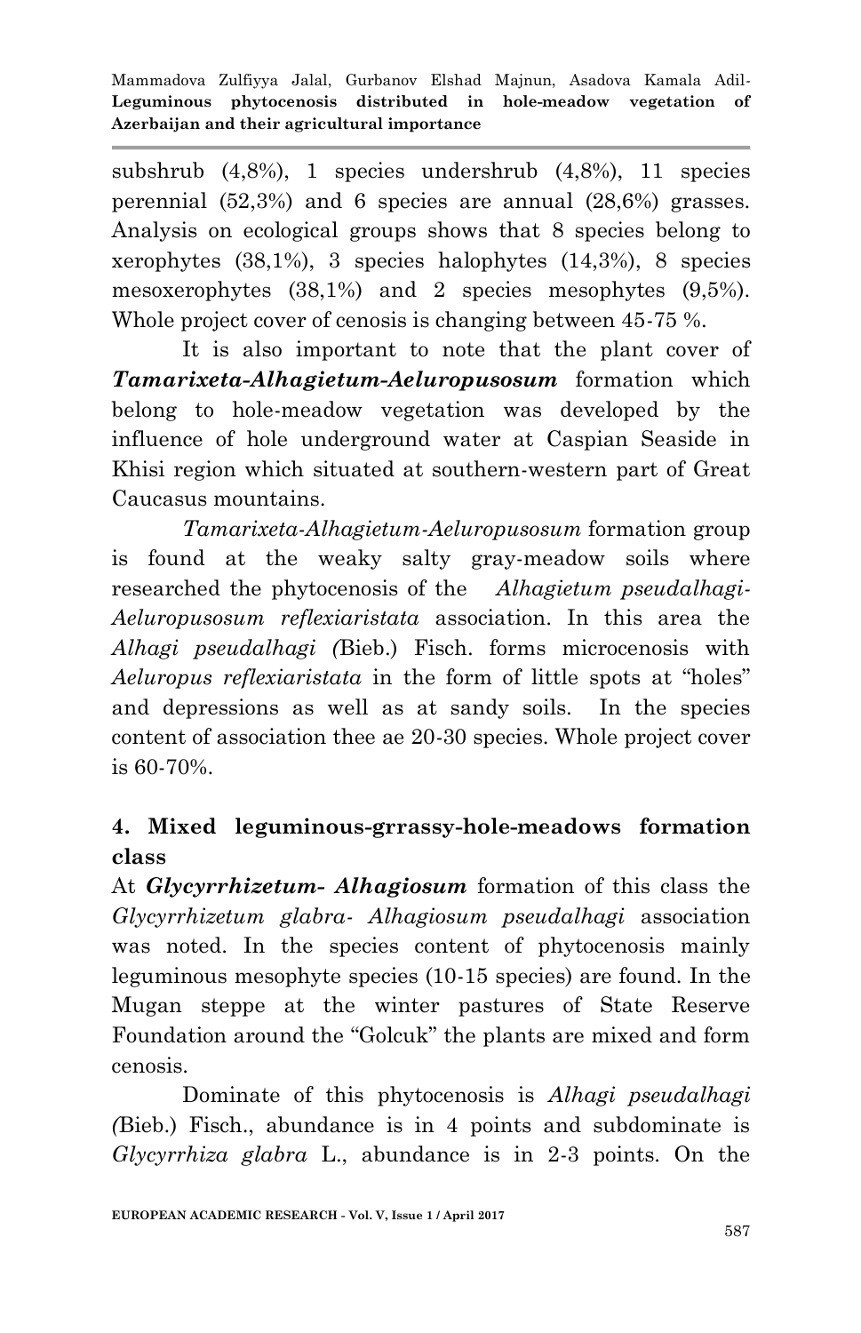subshrub (4,8%), 1 species undershrub (4,8%), 11 species perennial (52,3%) and 6 species are annual (28,6%) grasses. Analysis on ecological groups shows that 8 species belong to xerophytes (38,1%), 3 species halophytes (14,3%), 8 species mesoxerophytes (38,1%) and 2 species mesophytes (9,5%). Whole project cover of cenosis is changing between 45-75 %.

It is also important to note that the plant cover of ***Tamarixeta-Alhagietum-Aeluropusosum*** formation which belong to hole-meadow vegetation was developed by the influence of hole underground water at Caspian Seaside in Khisi region which situated at southern-western part of Great Caucasus mountains.

*Tamarixeta-Alhagietum-Aeluropusosum* formation group is found at the weaky salty gray-meadow soils where researched the phytocenosis of the *Alhagietum pseudalhagi-Aeluropusosum reflexiaristata* association. In this area the *Alhagi pseudalhagi (*Bieb.) Fisch. forms microcenosis with *Aeluropus reflexiaristata* in the form of little spots at "holes" and depressions as well as at sandy soils. In the species content of association thee ae 20-30 species. Whole project cover is 60-70%.

## 4. Mixed leguminous-grrassy-hole-meadows formation class

At ***Glycyrrhizetum- Alhagiosum*** formation of this class the *Glycyrrhizetum glabra- Alhagiosum pseudalhagi* association was noted. In the species content of phytocenosis mainly leguminous mesophyte species (10-15 species) are found. In the Mugan steppe at the winter pastures of State Reserve Foundation around the "Golcuk" the plants are mixed and form cenosis.

Dominate of this phytocenosis is *Alhagi pseudalhagi (*Bieb.) Fisch., abundance is in 4 points and subdominate is *Glycyrrhiza glabra* L., abundance is in 2-3 points. On the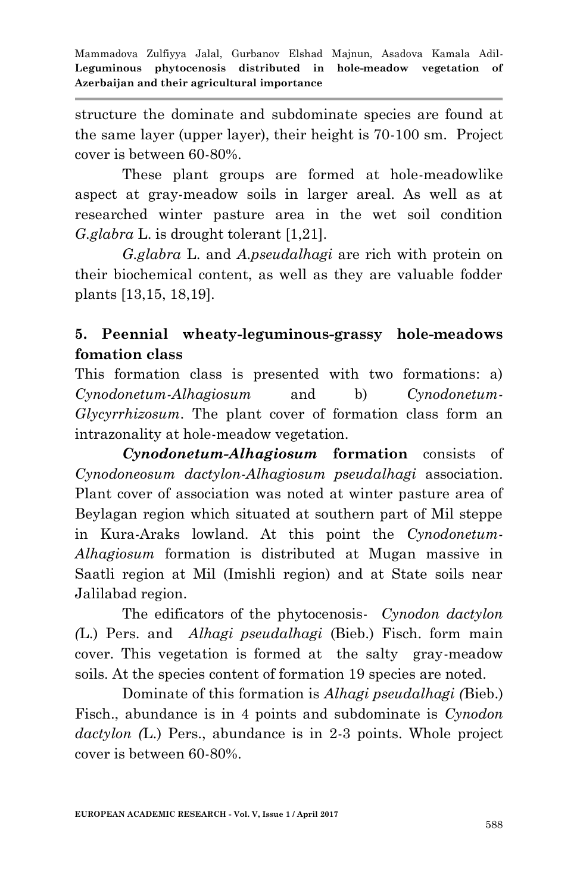structure the dominate and subdominate species are found at the same layer (upper layer), their height is 70-100 sm. Project cover is between 60-80%.

These plant groups are formed at hole-meadowlike aspect at gray-meadow soils in larger areal. As well as at researched winter pasture area in the wet soil condition *G.glabra* L. is drought tolerant [1,21].

*G.glabra* L. and *A.pseudalhagi* are rich with protein on their biochemical content, as well as they are valuable fodder plants [13,15, 18,19].

## 5. Peennial wheaty-leguminous-grassy hole-meadows fomation class

This formation class is presented with two formations: a) *Cynodonetum-Alhagiosum* and b) *Cynodonetum-Glycyrrhizosum*. The plant cover of formation class form an intrazonality at hole-meadow vegetation.

***Cynodonetum-Alhagiosum* formation** consists of *Cynodoneosum dactylon-Alhagiosum pseudalhagi* association. Plant cover of association was noted at winter pasture area of Beylagan region which situated at southern part of Mil steppe in Kura-Araks lowland. At this point the *Cynodonetum-Alhagiosum* formation is distributed at Mugan massive in Saatli region at Mil (Imishli region) and at State soils near Jalilabad region.

The edificators of the phytocenosis- *Cynodon dactylon (*L.) Pers. and *Alhagi pseudalhagi* (Bieb.) Fisch. form main cover. This vegetation is formed at the salty gray-meadow soils. At the species content of formation 19 species are noted.

Dominate of this formation is *Alhagi pseudalhagi (*Bieb.) Fisch., abundance is in 4 points and subdominate is *Cynodon dactylon (*L.) Pers., abundance is in 2-3 points. Whole project cover is between 60-80%.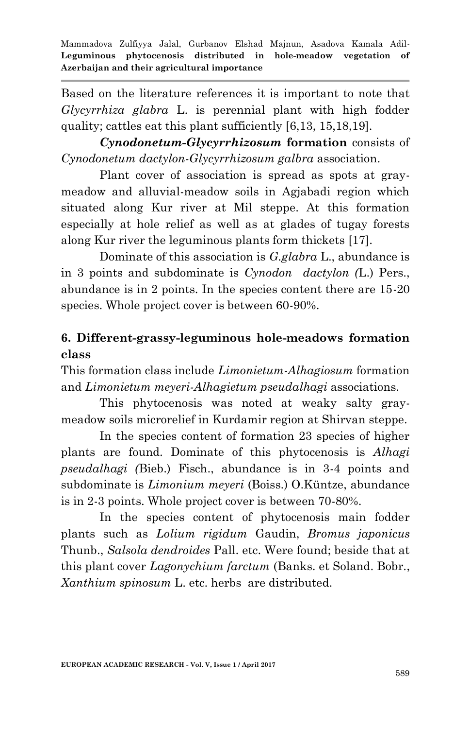Based on the literature references it is important to note that *Glycyrrhiza glabra* L. is perennial plant with high fodder quality; cattles eat this plant sufficiently [6,13, 15,18,19].

***Cynodonetum-Glycyrrhizosum*** **formation** consists of *Cynodonetum dactylon-Glycyrrhizosum galbra* association.

Plant cover of association is spread as spots at gray-meadow and alluvial-meadow soils in Agjabadi region which situated along Kur river at Mil steppe. At this formation especially at hole relief as well as at glades of tugay forests along Kur river the leguminous plants form thickets [17].

Dominate of this association is *G.glabra* L., abundance is in 3 points and subdominate is *Cynodon dactylon (*L.) Pers., abundance is in 2 points. In the species content there are 15-20 species. Whole project cover is between 60-90%.

## 6. Different-grassy-leguminous hole-meadows formation class

This formation class include *Limonietum-Alhagiosum* formation and *Limonietum meyeri-Alhagietum pseudalhagi* associations.

This phytocenosis was noted at weaky salty gray-meadow soils microrelief in Kurdamir region at Shirvan steppe.

In the species content of formation 23 species of higher plants are found. Dominate of this phytocenosis is *Alhagi pseudalhagi (*Bieb.) Fisch., abundance is in 3-4 points and subdominate is *Limonium meyeri* (Boiss.) O.Küntze, abundance is in 2-3 points. Whole project cover is between 70-80%.

In the species content of phytocenosis main fodder plants such as *Lolium rigidum* Gaudin, *Bromus japonicus* Thunb., *Salsola dendroides* Pall. etc. Were found; beside that at this plant cover *Lagonychium farctum* (Banks. et Soland. Bobr., *Xanthium spinosum* L. etc. herbs are distributed.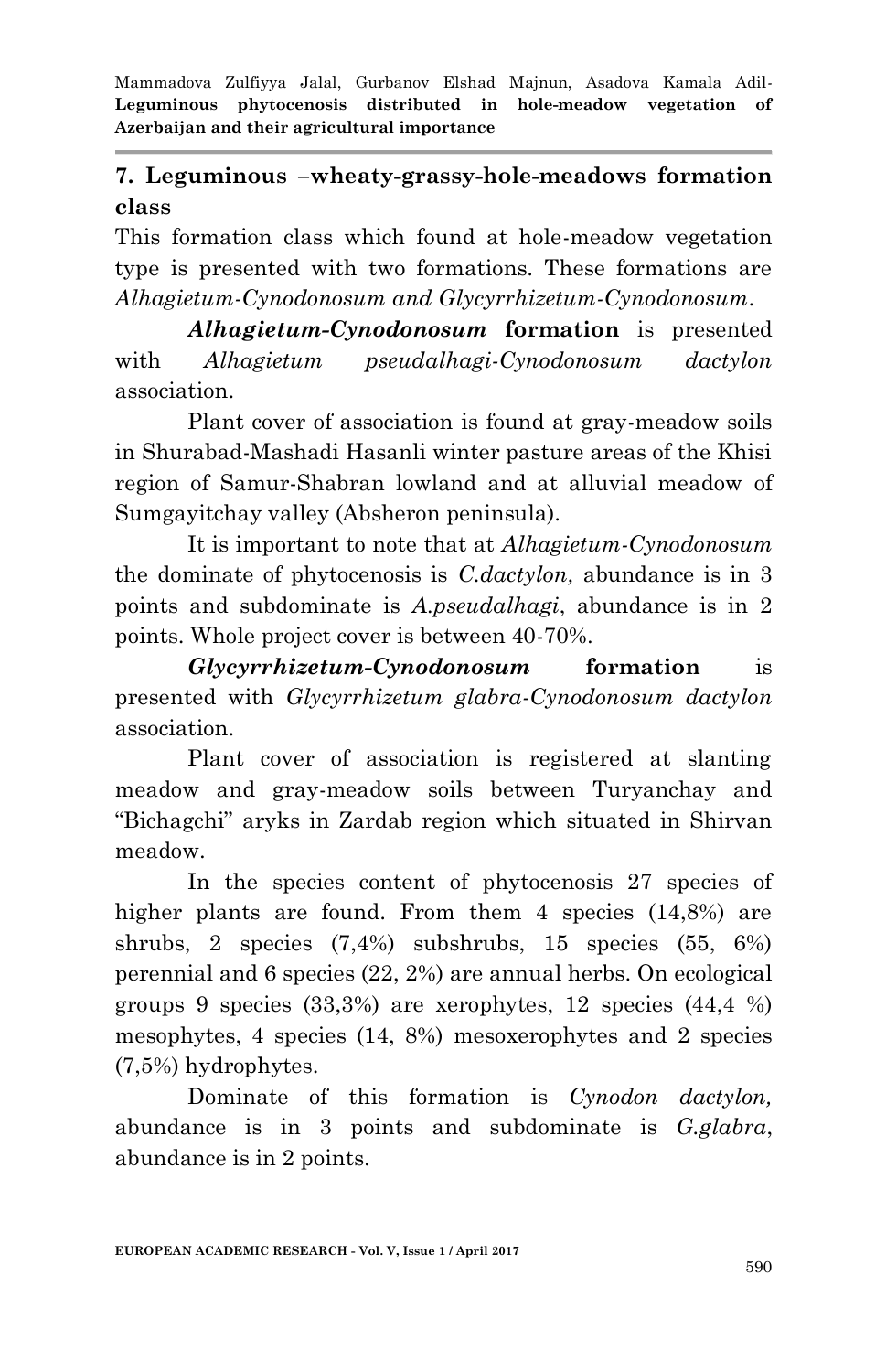## 7. Leguminous –wheaty-grassy-hole-meadows formation class

This formation class which found at hole-meadow vegetation type is presented with two formations. These formations are *Alhagietum-Cynodonosum and Glycyrrhizetum-Cynodonosum*.

***Alhagietum-Cynodonosum* formation** is presented with *Alhagietum pseudalhagi-Cynodonosum dactylon* association.

Plant cover of association is found at gray-meadow soils in Shurabad-Mashadi Hasanli winter pasture areas of the Khisi region of Samur-Shabran lowland and at alluvial meadow of Sumgayitchay valley (Absheron peninsula).

It is important to note that at *Alhagietum-Cynodonosum* the dominate of phytocenosis is *C.dactylon,* abundance is in 3 points and subdominate is *A.pseudalhagi*, abundance is in 2 points. Whole project cover is between 40-70%.

***Glycyrrhizetum-Cynodonosum* formation** is presented with *Glycyrrhizetum glabra-Cynodonosum dactylon* association.

Plant cover of association is registered at slanting meadow and gray-meadow soils between Turyanchay and "Bichagchi" aryks in Zardab region which situated in Shirvan meadow.

In the species content of phytocenosis 27 species of higher plants are found. From them 4 species (14,8%) are shrubs, 2 species (7,4%) subshrubs, 15 species (55, 6%) perennial and 6 species (22, 2%) are annual herbs. On ecological groups 9 species (33,3%) are xerophytes, 12 species (44,4 %) mesophytes, 4 species (14, 8%) mesoxerophytes and 2 species (7,5%) hydrophytes.

Dominate of this formation is *Cynodon dactylon,* abundance is in 3 points and subdominate is *G.glabra*, abundance is in 2 points.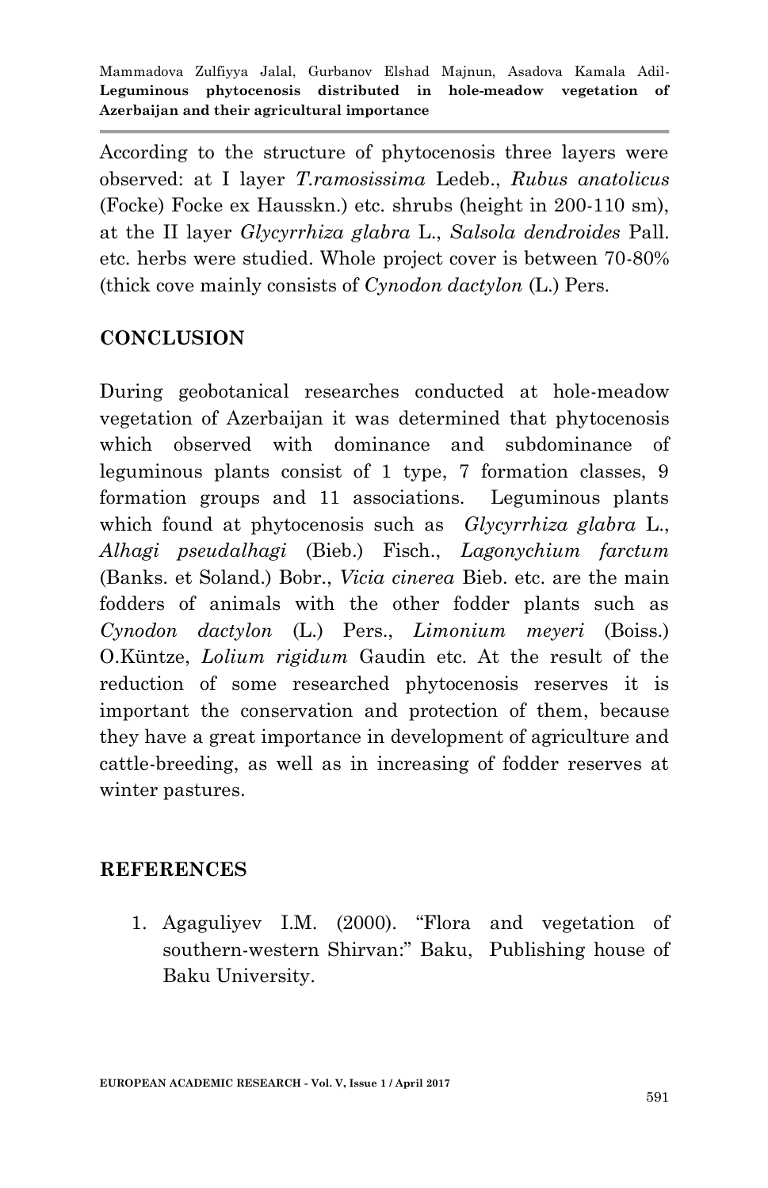According to the structure of phytocenosis three layers were observed: at I layer *T.ramosissima* Ledeb., *Rubus anatolicus* (Focke) Focke ex Hausskn.) etc. shrubs (height in 200-110 sm), at the II layer *Glycyrrhiza glabra* L., *Salsola dendroides* Pall. etc. herbs were studied. Whole project cover is between 70-80% (thick cove mainly consists of *Cynodon dactylon* (L.) Pers.

## CONCLUSION

During geobotanical researches conducted at hole-meadow vegetation of Azerbaijan it was determined that phytocenosis which observed with dominance and subdominance of leguminous plants consist of 1 type, 7 formation classes, 9 formation groups and 11 associations. Leguminous plants which found at phytocenosis such as *Glycyrrhiza glabra* L., *Alhagi pseudalhagi* (Bieb.) Fisch., *Lagonychium farctum* (Banks. et Soland.) Bobr., *Vicia cinerea* Bieb. etc. are the main fodders of animals with the other fodder plants such as *Cynodon dactylon* (L.) Pers., *Limonium meyeri* (Boiss.) O.Küntze, *Lolium rigidum* Gaudin etc. At the result of the reduction of some researched phytocenosis reserves it is important the conservation and protection of them, because they have a great importance in development of agriculture and cattle-breeding, as well as in increasing of fodder reserves at winter pastures.

## REFERENCES

1. Agaguliyev I.M. (2000). "Flora and vegetation of southern-western Shirvan:" Baku, Publishing house of Baku University.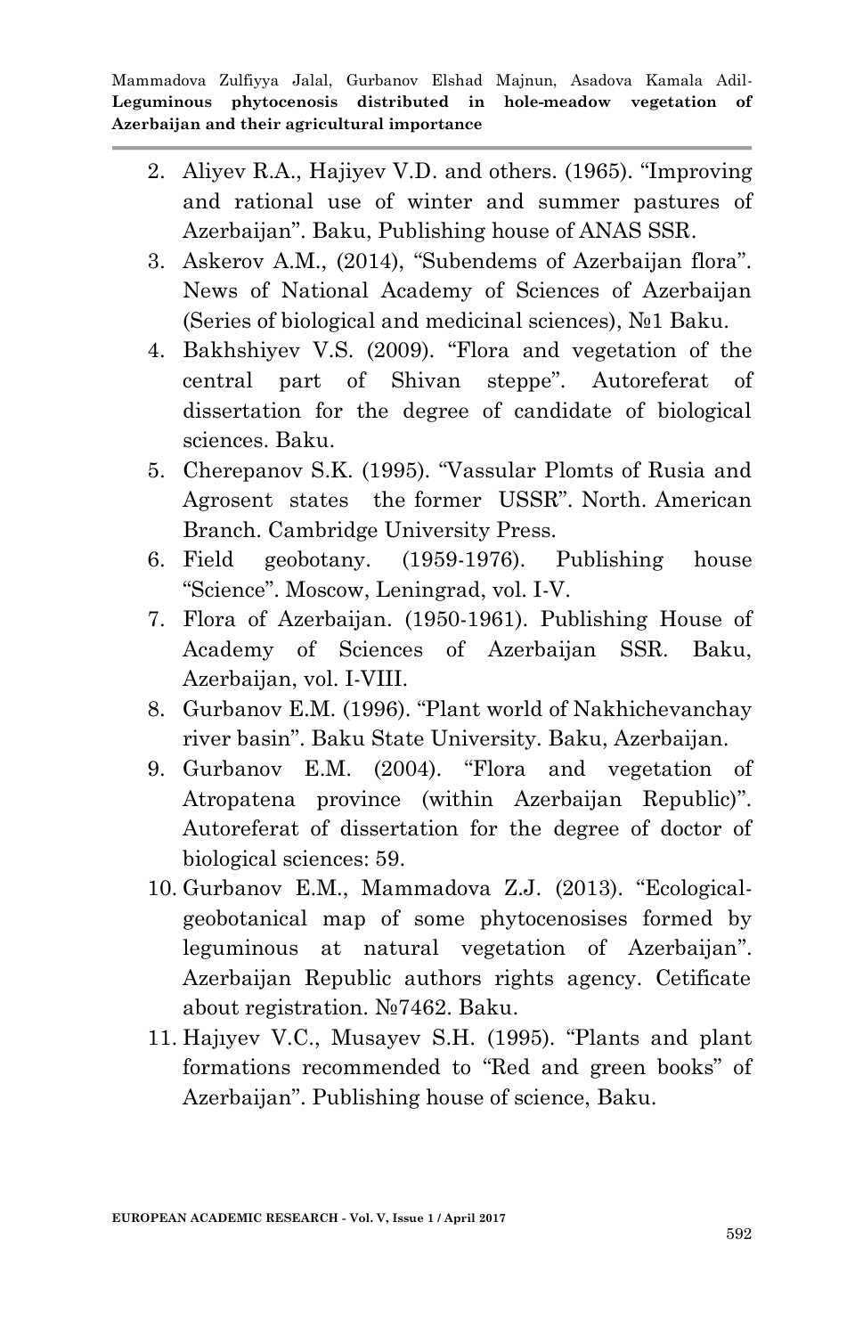2. Aliyev R.A., Hajiyev V.D. and others. (1965). "Improving and rational use of winter and summer pastures of Azerbaijan". Baku, Publishing house of ANAS SSR.
3. Askerov A.M., (2014), "Subendems of Azerbaijan flora". News of National Academy of Sciences of Azerbaijan (Series of biological and medicinal sciences), №1 Baku.
4. Bakhshiyev V.S. (2009). "Flora and vegetation of the central part of Shivan steppe". Autoreferat of dissertation for the degree of candidate of biological sciences. Baku.
5. Cherepanov S.K. (1995). "Vassular Plomts of Rusia and Agrosent states the former USSR". North. American Branch. Cambridge University Press.
6. Field geobotany. (1959-1976). Publishing house "Science". Moscow, Leningrad, vol. I-V.
7. Flora of Azerbaijan. (1950-1961). Publishing House of Academy of Sciences of Azerbaijan SSR. Baku, Azerbaijan, vol. I-VIII.
8. Gurbanov E.M. (1996). "Plant world of Nakhichevanchay river basin". Baku State University. Baku, Azerbaijan.
9. Gurbanov E.M. (2004). "Flora and vegetation of Atropatena province (within Azerbaijan Republic)". Autoreferat of dissertation for the degree of doctor of biological sciences: 59.
10. Gurbanov E.M., Mammadova Z.J. (2013). "Ecological-geobotanical map of some phytocenosises formed by leguminous at natural vegetation of Azerbaijan". Azerbaijan Republic authors rights agency. Cetificate about registration. №7462. Baku.
11. Hajıyev V.C., Musayev S.H. (1995). "Plants and plant formations recommended to "Red and green books" of Azerbaijan". Publishing house of science, Baku.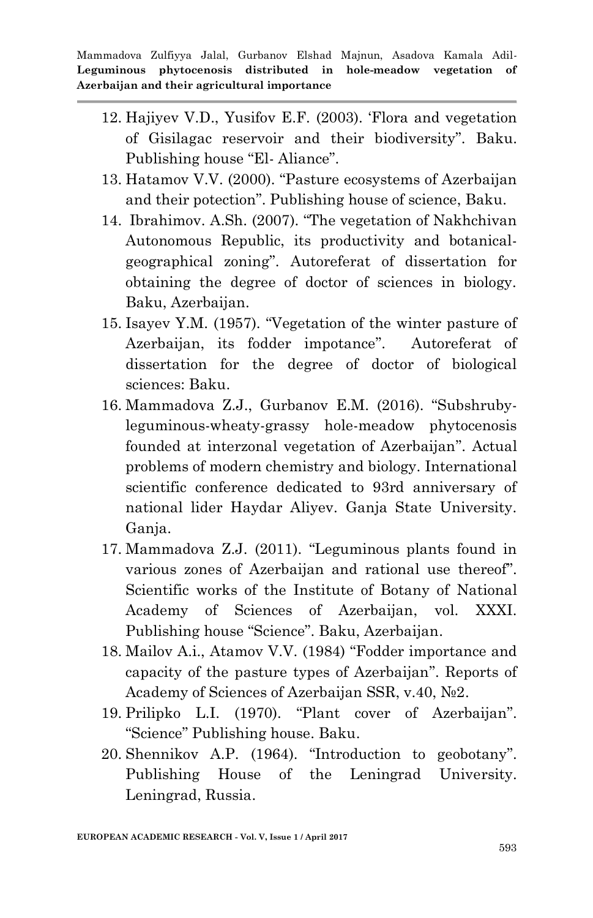12. Hajiyev V.D., Yusifov E.F. (2003). ‘Flora and vegetation of Gisilagac reservoir and their biodiversity”. Baku. Publishing house “El- Aliance”.
13. Hatamov V.V. (2000). “Pasture ecosystems of Azerbaijan and their potection”. Publishing house of science, Baku.
14. Ibrahimov. A.Sh. (2007). “The vegetation of Nakhchivan Autonomous Republic, its productivity and botanical-geographical zoning”. Autoreferat of dissertation for obtaining the degree of doctor of sciences in biology. Baku, Azerbaijan.
15. Isayev Y.M. (1957). “Vegetation of the winter pasture of Azerbaijan, its fodder impotance”. Autoreferat of dissertation for the degree of doctor of biological sciences: Baku.
16. Mammadova Z.J., Gurbanov E.M. (2016). “Subshruby-leguminous-wheaty-grassy hole-meadow phytocenosis founded at interzonal vegetation of Azerbaijan”. Actual problems of modern chemistry and biology. International scientific conference dedicated to 93rd anniversary of national lider Haydar Aliyev. Ganja State University. Ganja.
17. Mammadova Z.J. (2011). “Leguminous plants found in various zones of Azerbaijan and rational use thereof”. Scientific works of the Institute of Botany of National Academy of Sciences of Azerbaijan, vol. XXXI. Publishing house “Science”. Baku, Azerbaijan.
18. Mailov A.i., Atamov V.V. (1984) “Fodder importance and capacity of the pasture types of Azerbaijan”. Reports of Academy of Sciences of Azerbaijan SSR, v.40, №2.
19. Prilipko L.I. (1970). “Plant cover of Azerbaijan”. “Science” Publishing house. Baku.
20. Shennikov A.P. (1964). “Introduction to geobotany”. Publishing House of the Leningrad University. Leningrad, Russia.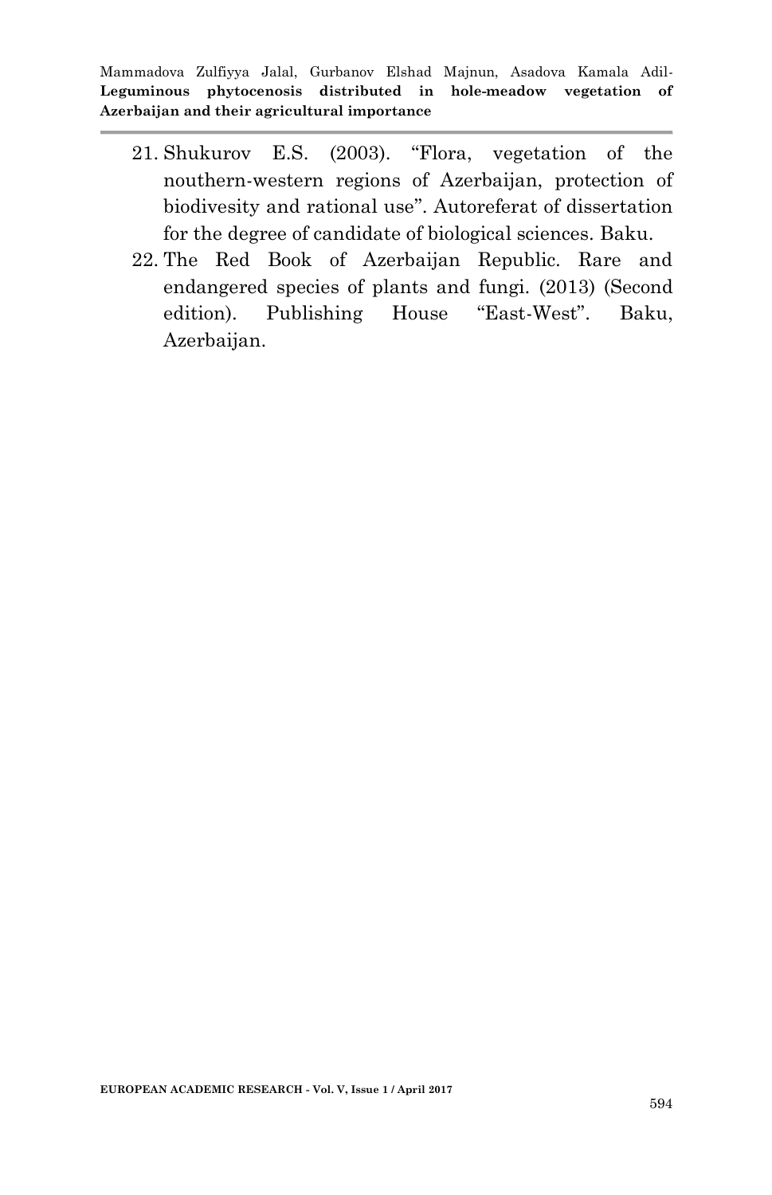21. Shukurov E.S. (2003). "Flora, vegetation of the nouthern-western regions of Azerbaijan, protection of biodivesity and rational use". Autoreferat of dissertation for the degree of candidate of biological sciences. Baku.
22. The Red Book of Azerbaijan Republic. Rare and endangered species of plants and fungi. (2013) (Second edition). Publishing House "East-West". Baku, Azerbaijan.